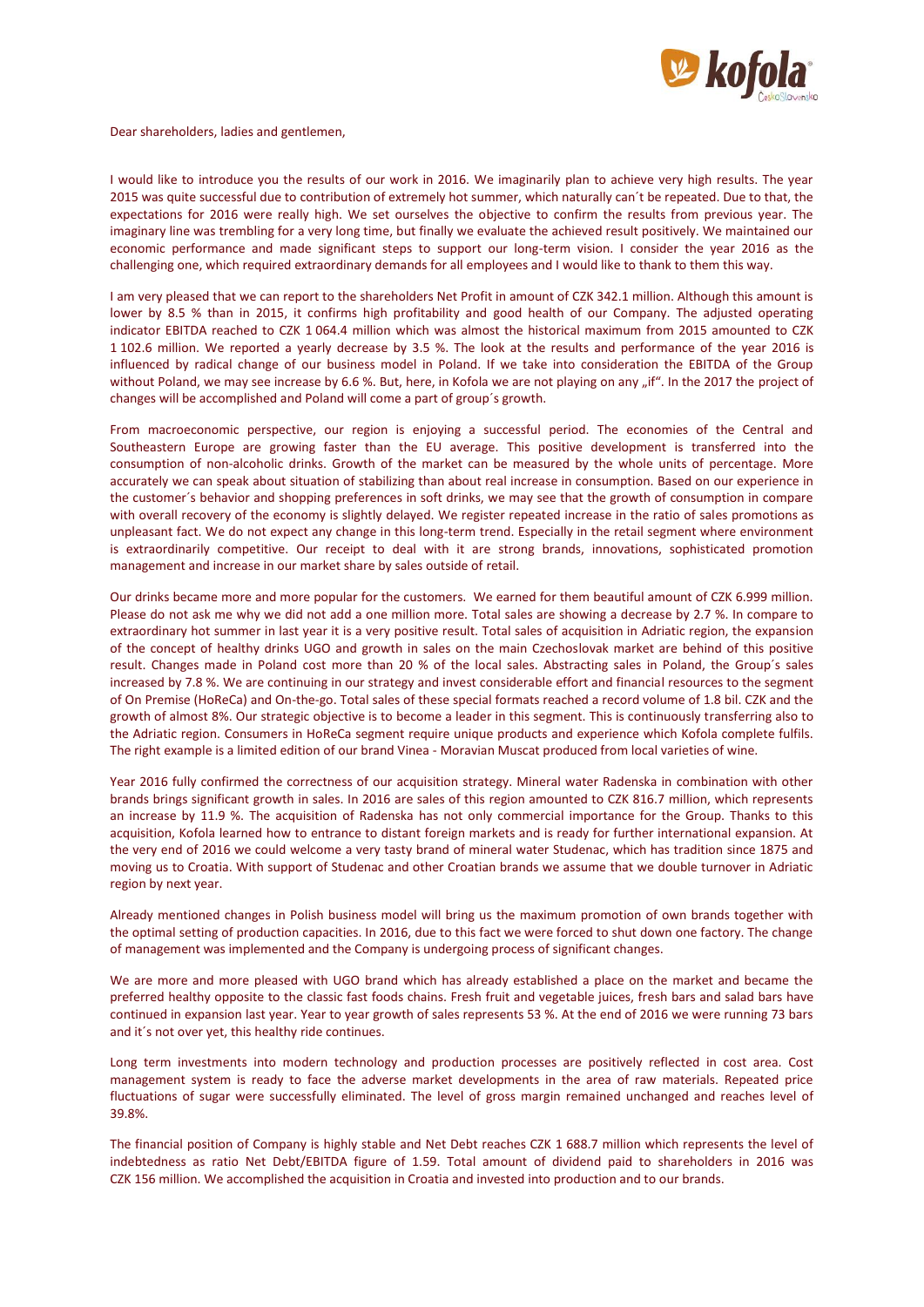Dear shareholders, ladies and gentlemen,

I would like to introduce you the results of our work in 2016. We imaginarily plan to achieve very high results. The year 2015 was quite successful due to contribution of extremely hot summer, which naturally can´t be repeated. Due to that, the expectations for 2016 were really high. We set ourselves the objective to confirm the results from previous year. The imaginary line was trembling for a very long time, but finally we evaluate the achieved result positively. We maintained our economic performance and made significant steps to support our long-term vision. I consider the year 2016 as the challenging one, which required extraordinary demands for all employees and I would like to thank to them this way.

I am very pleased that we can report to the shareholders Net Profit in amount of CZK 342.1 million. Although this amount is lower by 8.5 % than in 2015, it confirms high profitability and good health of our Company. The adjusted operating indicator EBITDA reached to CZK 1 064.4 million which was almost the historical maximum from 2015 amounted to CZK 1 102.6 million. We reported a yearly decrease by 3.5 %. The look at the results and performance of the year 2016 is influenced by radical change of our business model in Poland. If we take into consideration the EBITDA of the Group without Poland, we may see increase by 6.6 %. But, here, in Kofola we are not playing on any „if". In the 2017 the project of changes will be accomplished and Poland will come a part of group´s growth.

From macroeconomic perspective, our region is enjoying a successful period. The economies of the Central and Southeastern Europe are growing faster than the EU average. This positive development is transferred into the consumption of non-alcoholic drinks. Growth of the market can be measured by the whole units of percentage. More accurately we can speak about situation of stabilizing than about real increase in consumption. Based on our experience in the customer´s behavior and shopping preferences in soft drinks, we may see that the growth of consumption in compare with overall recovery of the economy is slightly delayed. We register repeated increase in the ratio of sales promotions as unpleasant fact. We do not expect any change in this long-term trend. Especially in the retail segment where environment is extraordinarily competitive. Our receipt to deal with it are strong brands, innovations, sophisticated promotion management and increase in our market share by sales outside of retail.

Our drinks became more and more popular for the customers. We earned for them beautiful amount of CZK 6.999 million. Please do not ask me why we did not add a one million more. Total sales are showing a decrease by 2.7 %. In compare to extraordinary hot summer in last year it is a very positive result. Total sales of acquisition in Adriatic region, the expansion of the concept of healthy drinks UGO and growth in sales on the main Czechoslovak market are behind of this positive result. Changes made in Poland cost more than 20 % of the local sales. Abstracting sales in Poland, the Group´s sales increased by 7.8 %. We are continuing in our strategy and invest considerable effort and financial resources to the segment of On Premise (HoReCa) and On-the-go. Total sales of these special formats reached a record volume of 1.8 bil. CZK and the growth of almost 8%. Our strategic objective is to become a leader in this segment. This is continuously transferring also to the Adriatic region. Consumers in HoReCa segment require unique products and experience which Kofola complete fulfils. The right example is a limited edition of our brand Vinea - Moravian Muscat produced from local varieties of wine.

Year 2016 fully confirmed the correctness of our acquisition strategy. Mineral water Radenska in combination with other brands brings significant growth in sales. In 2016 are sales of this region amounted to CZK 816.7 million, which represents an increase by 11.9 %. The acquisition of Radenska has not only commercial importance for the Group. Thanks to this acquisition, Kofola learned how to entrance to distant foreign markets and is ready for further international expansion. At the very end of 2016 we could welcome a very tasty brand of mineral water Studenac, which has tradition since 1875 and moving us to Croatia. With support of Studenac and other Croatian brands we assume that we double turnover in Adriatic region by next year.

Already mentioned changes in Polish business model will bring us the maximum promotion of own brands together with the optimal setting of production capacities. In 2016, due to this fact we were forced to shut down one factory. The change of management was implemented and the Company is undergoing process of significant changes.

We are more and more pleased with UGO brand which has already established a place on the market and became the preferred healthy opposite to the classic fast foods chains. Fresh fruit and vegetable juices, fresh bars and salad bars have continued in expansion last year. Year to year growth of sales represents 53 %. At the end of 2016 we were running 73 bars and it´s not over yet, this healthy ride continues.

Long term investments into modern technology and production processes are positively reflected in cost area. Cost management system is ready to face the adverse market developments in the area of raw materials. Repeated price fluctuations of sugar were successfully eliminated. The level of gross margin remained unchanged and reaches level of 39.8%.

The financial position of Company is highly stable and Net Debt reaches CZK 1 688.7 million which represents the level of indebtedness as ratio Net Debt/EBITDA figure of 1.59. Total amount of dividend paid to shareholders in 2016 was CZK 156 million. We accomplished the acquisition in Croatia and invested into production and to our brands.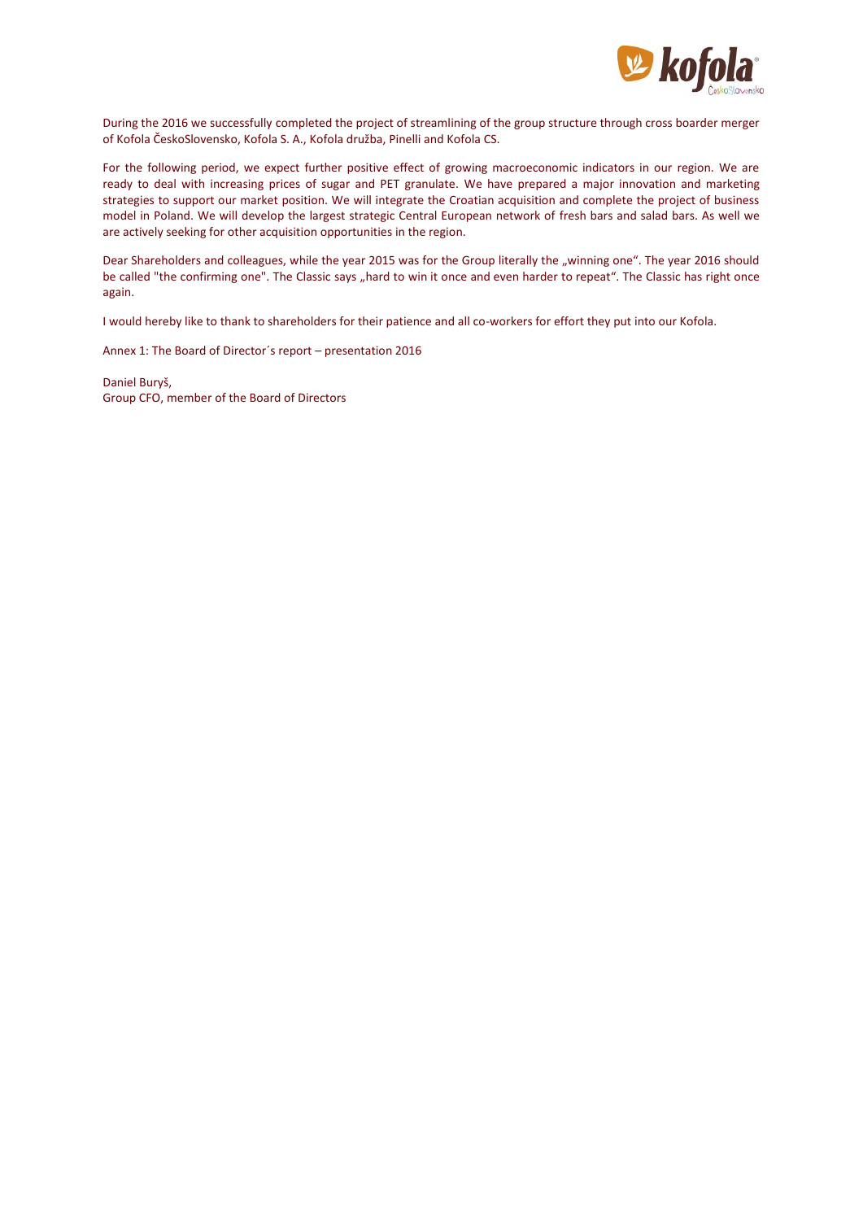During the 2016 we successfully completed the project of streamlining of the group structure through cross boarder merger of Kofola ČeskoSlovensko, Kofola S. A., Kofola družba, Pinelli and Kofola CS.

For the following period, we expect further positive effect of growing macroeconomic indicators in our region. We are ready to deal with increasing prices of sugar and PET granulate. We have prepared a major innovation and marketing strategies to support our market position. We will integrate the Croatian acquisition and complete the project of business model in Poland. We will develop the largest strategic Central European network of fresh bars and salad bars. As well we are actively seeking for other acquisition opportunities in the region.

Dear Shareholders and colleagues, while the year 2015 was for the Group literally the „winning one". The year 2016 should be called "the confirming one". The Classic says „hard to win it once and even harder to repeat". The Classic has right once again.

I would hereby like to thank to shareholders for their patience and all co-workers for effort they put into our Kofola.

Annex 1: The Board of Director´s report – presentation 2016

Daniel Buryš,
Group CFO, member of the Board of Directors